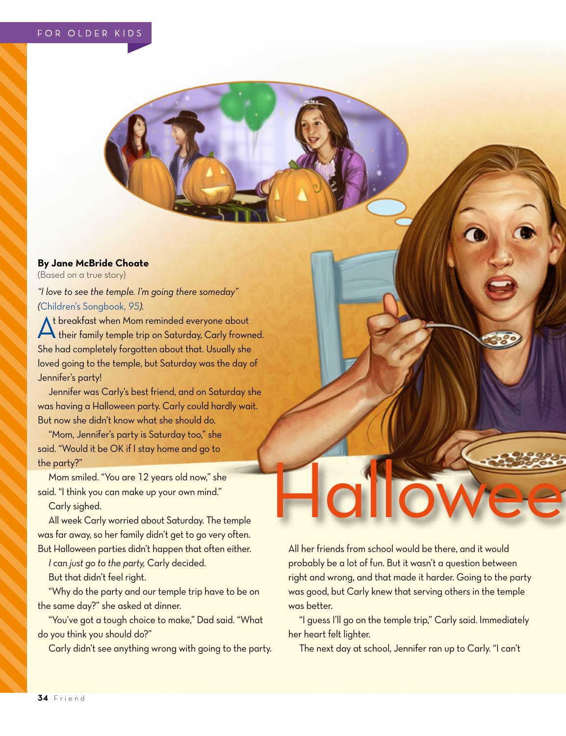FOR OLDER KIDS

# Hallowee

**By Jane McBride Choate**
(Based on a true story)

*"I love to see the temple. I'm going there someday"* (Children's Songbook, 95).

At breakfast when Mom reminded everyone about their family temple trip on Saturday, Carly frowned. She had completely forgotten about that. Usually she loved going to the temple, but Saturday was the day of Jennifer's party!

Jennifer was Carly's best friend, and on Saturday she was having a Halloween party. Carly could hardly wait. But now she didn't know what she should do.

"Mom, Jennifer's party is Saturday too," she said. "Would it be OK if I stay home and go to the party?"

Mom smiled. "You are 12 years old now," she said. "I think you can make up your own mind."

Carly sighed.

All week Carly worried about Saturday. The temple was far away, so her family didn't get to go very often. But Halloween parties didn't happen that often either.

*I can just go to the party,* Carly decided.

But that didn't feel right.

"Why do the party and our temple trip have to be on the same day?" she asked at dinner.

"You've got a tough choice to make," Dad said. "What do you think you should do?"

Carly didn't see anything wrong with going to the party. All her friends from school would be there, and it would probably be a lot of fun. But it wasn't a question between right and wrong, and that made it harder. Going to the party was good, but Carly knew that serving others in the temple was better.

"I guess I'll go on the temple trip," Carly said. Immediately her heart felt lighter.

The next day at school, Jennifer ran up to Carly. "I can't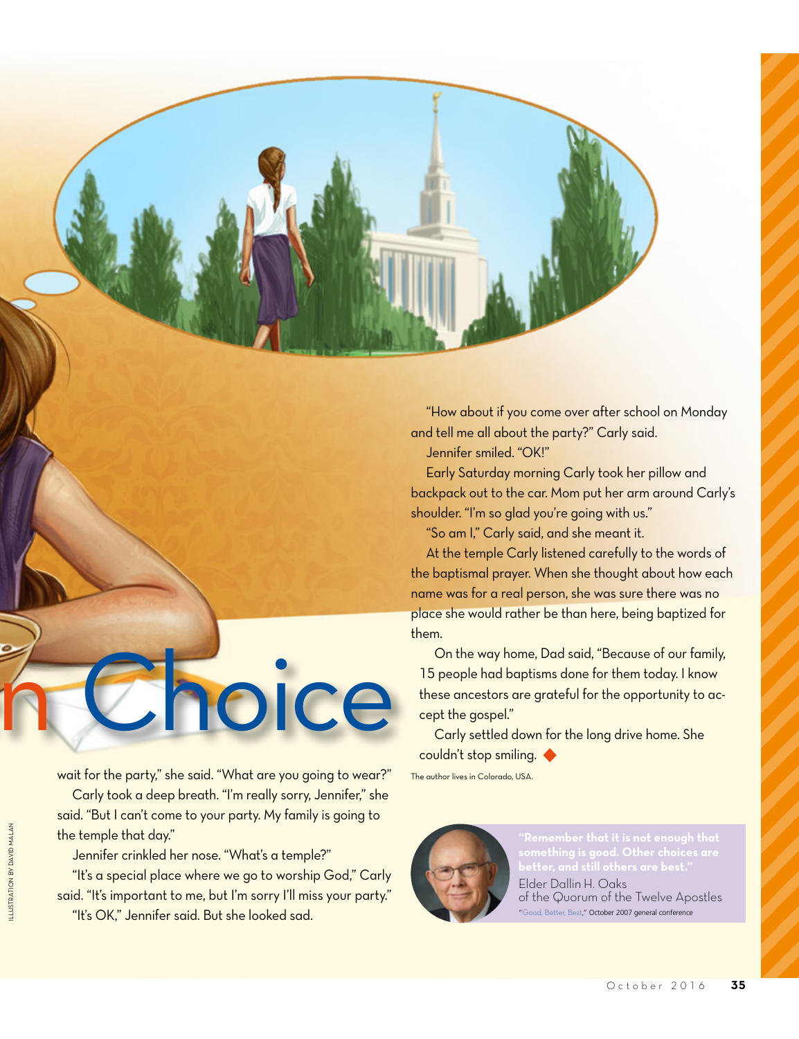# n Choice

wait for the party," she said. "What are you going to wear?"

Carly took a deep breath. "I'm really sorry, Jennifer," she said. "But I can't come to your party. My family is going to the temple that day."

Jennifer crinkled her nose. "What's a temple?"

"It's a special place where we go to worship God," Carly said. "It's important to me, but I'm sorry I'll miss your party."

"It's OK," Jennifer said. But she looked sad.

"How about if you come over after school on Monday and tell me all about the party?" Carly said.

Jennifer smiled. "OK!"

Early Saturday morning Carly took her pillow and backpack out to the car. Mom put her arm around Carly's shoulder. "I'm so glad you're going with us."

"So am I," Carly said, and she meant it.

At the temple Carly listened carefully to the words of the baptismal prayer. When she thought about how each name was for a real person, she was sure there was no place she would rather be than here, being baptized for them.

On the way home, Dad said, "Because of our family, 15 people had baptisms done for them today. I know these ancestors are grateful for the opportunity to accept the gospel."

Carly settled down for the long drive home. She couldn't stop smiling. ◆

The author lives in Colorado, USA.

**"Remember that it is not enough that something is good. Other choices are better, and still others are best."**

Elder Dallin H. Oaks
of the Quorum of the Twelve Apostles
"Good, Better, Best," October 2007 general conference

ILLUSTRATION BY DAVID MALAN